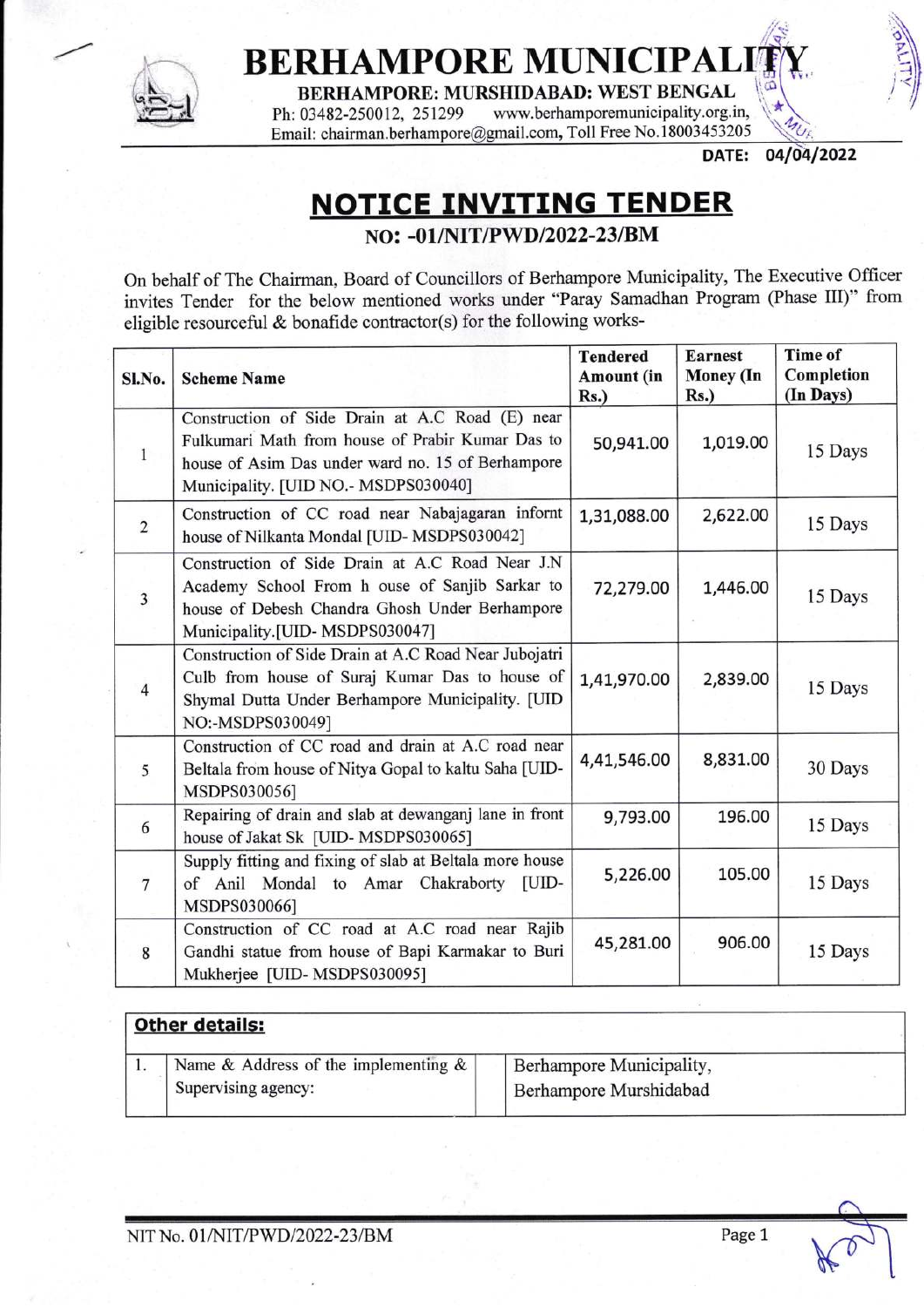# BERHAMPORE MUNICIPALITY

**BERHAMPORE: MURSHIDABAD: WEST BENGAL**

Ph: 03482-250012, 251299 www.berhamporemunicipality.org.in,

Email: chairman.berhampore@gmail.com, Toll Free No.18003453205

**DATE: 04/04/2022**

## NOTICE INVITING TENDER

### NO: -01/NIT/PWD/2022-23/BM

On behalf of The Chairman, Board of Councillors of Berhampore Municipality, The Executive Officer invites Tender for the below mentioned works under "Paray Samadhan Program (Phase III)" from eligible resourceful & bonafide contractor(s) for the following works-

| Sl.No. | Scheme Name | Tendered Amount (in Rs.) | Earnest Money (In Rs.) | Time of Completion (In Days) |
|---|---|---|---|---|
| 1 | Construction of Side Drain at A.C Road (E) near Fulkumari Math from house of Prabir Kumar Das to house of Asim Das under ward no. 15 of Berhampore Municipality. [UID NO.- MSDPS030040] | 50,941.00 | 1,019.00 | 15 Days |
| 2 | Construction of CC road near Nabajagaran infornt house of Nilkanta Mondal [UID- MSDPS030042] | 1,31,088.00 | 2,622.00 | 15 Days |
| 3 | Construction of Side Drain at A.C Road Near J.N Academy School From h ouse of Sanjib Sarkar to house of Debesh Chandra Ghosh Under Berhampore Municipality.[UID- MSDPS030047] | 72,279.00 | 1,446.00 | 15 Days |
| 4 | Construction of Side Drain at A.C Road Near Jubojatri Culb from house of Suraj Kumar Das to house of Shymal Dutta Under Berhampore Municipality. [UID NO:-MSDPS030049] | 1,41,970.00 | 2,839.00 | 15 Days |
| 5 | Construction of CC road and drain at A.C road near Beltala from house of Nitya Gopal to kaltu Saha [UID- MSDPS030056] | 4,41,546.00 | 8,831.00 | 30 Days |
| 6 | Repairing of drain and slab at dewanganj lane in front house of Jakat Sk [UID- MSDPS030065] | 9,793.00 | 196.00 | 15 Days |
| 7 | Supply fitting and fixing of slab at Beltala more house of Anil Mondal to Amar Chakraborty [UID- MSDPS030066] | 5,226.00 | 105.00 | 15 Days |
| 8 | Construction of CC road at A.C road near Rajib Gandhi statue from house of Bapi Karmakar to Buri Mukherjee [UID- MSDPS030095] | 45,281.00 | 906.00 | 15 Days |

| **Other details:** | | |
|---|---|---|
| 1. | Name & Address of the implementing & Supervising agency: | Berhampore Municipality, Berhampore Murshidabad |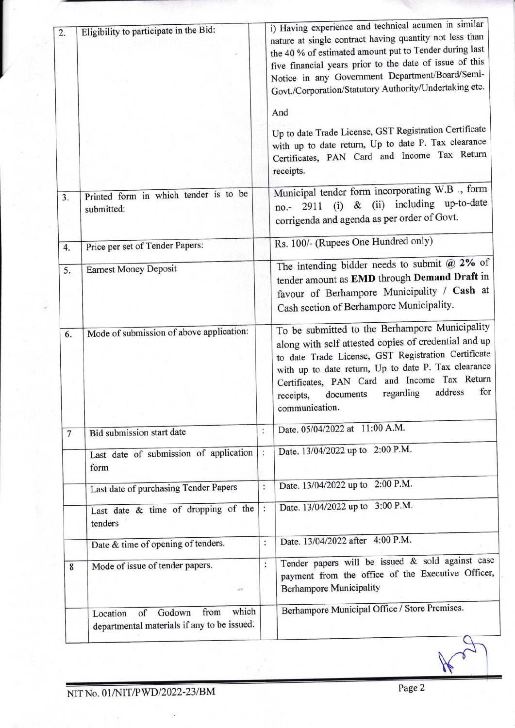| 2. | Eligibility to participate in the Bid: | | i) Having experience and technical acumen in similar nature at single contract having quantity not less than the 40 % of estimated amount put to Tender during last five financial years prior to the date of issue of this Notice in any Government Department/Board/Semi-Govt./Corporation/Statutory Authority/Undertaking etc.<br><br>And<br><br>Up to date Trade License, GST Registration Certificate with up to date return, Up to date P. Tax clearance Certificates, PAN Card and Income Tax Return receipts. |
|---|---|---|---|
| 3. | Printed form in which tender is to be submitted: | | Municipal tender form incorporating W.B ., form no.- 2911 (i) & (ii) including up-to-date corrigenda and agenda as per order of Govt. |
| 4. | Price per set of Tender Papers: | | Rs. 100/- (Rupees One Hundred only) |
| 5. | Earnest Money Deposit | | The intending bidder needs to submit @ **2%** of tender amount as **EMD** through **Demand Draft** in favour of Berhampore Municipality / **Cash** at Cash section of Berhampore Municipality. |
| 6. | Mode of submission of above application: | | To be submitted to the Berhampore Municipality along with self attested copies of credential and up to date Trade License, GST Registration Certificate with up to date return, Up to date P. Tax clearance Certificates, PAN Card and Income Tax Return receipts, documents regarding address for communication. |
| 7 | Bid submission start date | : | Date. 05/04/2022 at 11:00 A.M. |
| | Last date of submission of application form | : | Date. 13/04/2022 up to 2:00 P.M. |
| | Last date of purchasing Tender Papers | : | Date. 13/04/2022 up to 2:00 P.M. |
| | Last date & time of dropping of the tenders | : | Date. 13/04/2022 up to 3:00 P.M. |
| | Date & time of opening of tenders. | : | Date. 13/04/2022 after 4:00 P.M. |
| 8 | Mode of issue of tender papers. | : | Tender papers will be issued & sold against case payment from the office of the Executive Officer, Berhampore Municipality |
| | Location of Godown from which departmental materials if any to be issued. | | Berhampore Municipal Office / Store Premises. |

NIT No. 01/NIT/PWD/2022-23/BM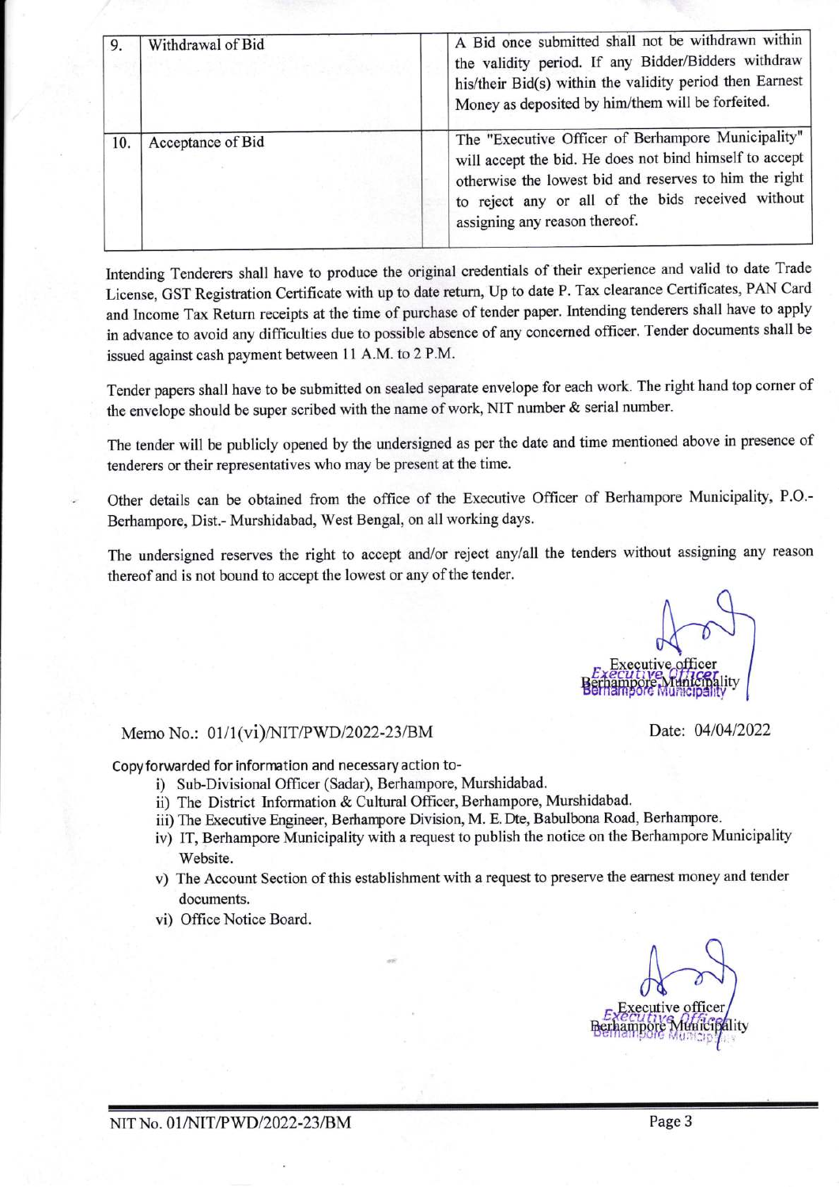| | | | |
|---|---|---|---|
| 9. | Withdrawal of Bid | | A Bid once submitted shall not be withdrawn within the validity period. If any Bidder/Bidders withdraw his/their Bid(s) within the validity period then Earnest Money as deposited by him/them will be forfeited. |
| 10. | Acceptance of Bid | | The "Executive Officer of Berhampore Municipality" will accept the bid. He does not bind himself to accept otherwise the lowest bid and reserves to him the right to reject any or all of the bids received without assigning any reason thereof. |

Intending Tenderers shall have to produce the original credentials of their experience and valid to date Trade License, GST Registration Certificate with up to date return, Up to date P. Tax clearance Certificates, PAN Card and Income Tax Return receipts at the time of purchase of tender paper. Intending tenderers shall have to apply in advance to avoid any difficulties due to possible absence of any concerned officer. Tender documents shall be issued against cash payment between 11 A.M. to 2 P.M.

Tender papers shall have to be submitted on sealed separate envelope for each work. The right hand top corner of the envelope should be super scribed with the name of work, NIT number & serial number.

The tender will be publicly opened by the undersigned as per the date and time mentioned above in presence of tenderers or their representatives who may be present at the time.

Other details can be obtained from the office of the Executive Officer of Berhampore Municipality, P.O.- Berhampore, Dist.- Murshidabad, West Bengal, on all working days.

The undersigned reserves the right to accept and/or reject any/all the tenders without assigning any reason thereof and is not bound to accept the lowest or any of the tender.

Executive officer
Berhampore Municipality

Memo No.: 01/1(vi)/NIT/PWD/2022-23/BM

Date: 04/04/2022

Copy forwarded for information and necessary action to-

i) Sub-Divisional Officer (Sadar), Berhampore, Murshidabad.
ii) The District Information & Cultural Officer, Berhampore, Murshidabad.
iii) The Executive Engineer, Berhampore Division, M. E. Dte, Babulbona Road, Berhampore.
iv) IT, Berhampore Municipality with a request to publish the notice on the Berhampore Municipality Website.
v) The Account Section of this establishment with a request to preserve the earnest money and tender documents.
vi) Office Notice Board.

Executive officer
Berhampore Municipality

NIT No. 01/NIT/PWD/2022-23/BM